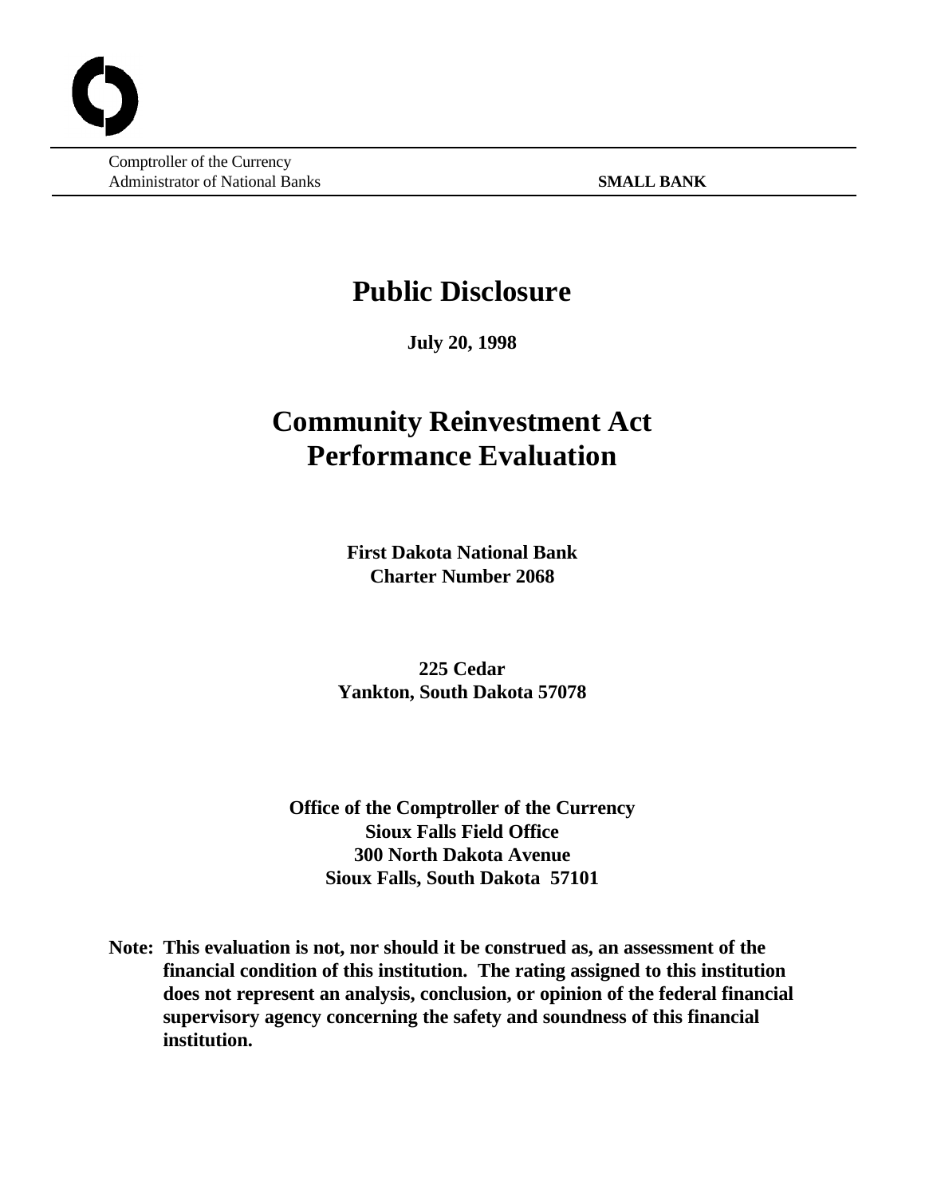Comptroller of the Currency
Administrator of National Banks

**SMALL BANK**

# Public Disclosure

**July 20, 1998**

# Community Reinvestment Act Performance Evaluation

**First Dakota National Bank**
**Charter Number 2068**

**225 Cedar**
**Yankton, South Dakota 57078**

**Office of the Comptroller of the Currency**
**Sioux Falls Field Office**
**300 North Dakota Avenue**
**Sioux Falls, South Dakota 57101**

**Note: This evaluation is not, nor should it be construed as, an assessment of the financial condition of this institution. The rating assigned to this institution does not represent an analysis, conclusion, or opinion of the federal financial supervisory agency concerning the safety and soundness of this financial institution.**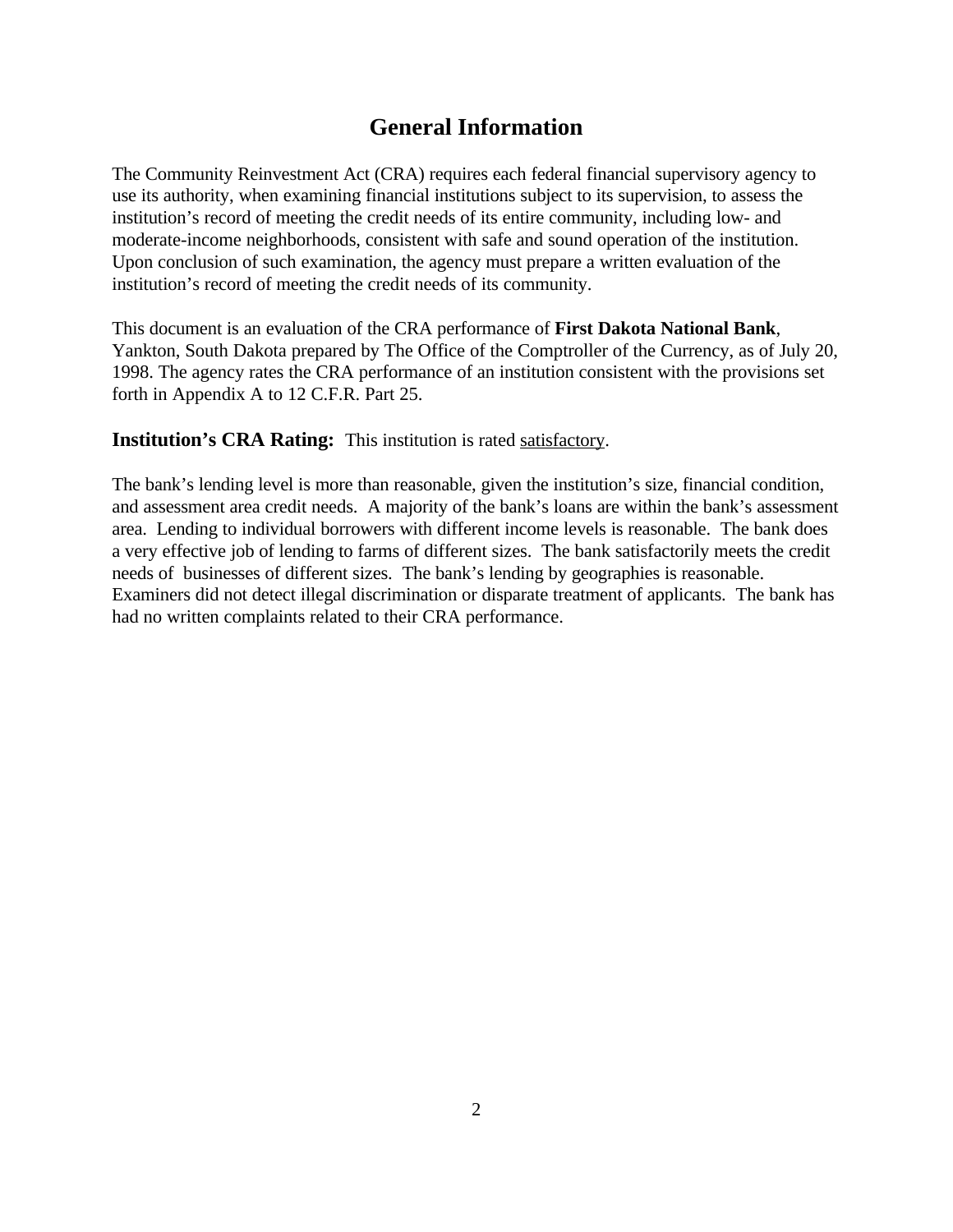# General Information

The Community Reinvestment Act (CRA) requires each federal financial supervisory agency to use its authority, when examining financial institutions subject to its supervision, to assess the institution's record of meeting the credit needs of its entire community, including low- and moderate-income neighborhoods, consistent with safe and sound operation of the institution. Upon conclusion of such examination, the agency must prepare a written evaluation of the institution's record of meeting the credit needs of its community.

This document is an evaluation of the CRA performance of **First Dakota National Bank**, Yankton, South Dakota prepared by The Office of the Comptroller of the Currency, as of July 20, 1998. The agency rates the CRA performance of an institution consistent with the provisions set forth in Appendix A to 12 C.F.R. Part 25.

**Institution's CRA Rating:** This institution is rated satisfactory.

The bank's lending level is more than reasonable, given the institution's size, financial condition, and assessment area credit needs. A majority of the bank's loans are within the bank's assessment area. Lending to individual borrowers with different income levels is reasonable. The bank does a very effective job of lending to farms of different sizes. The bank satisfactorily meets the credit needs of businesses of different sizes. The bank's lending by geographies is reasonable. Examiners did not detect illegal discrimination or disparate treatment of applicants. The bank has had no written complaints related to their CRA performance.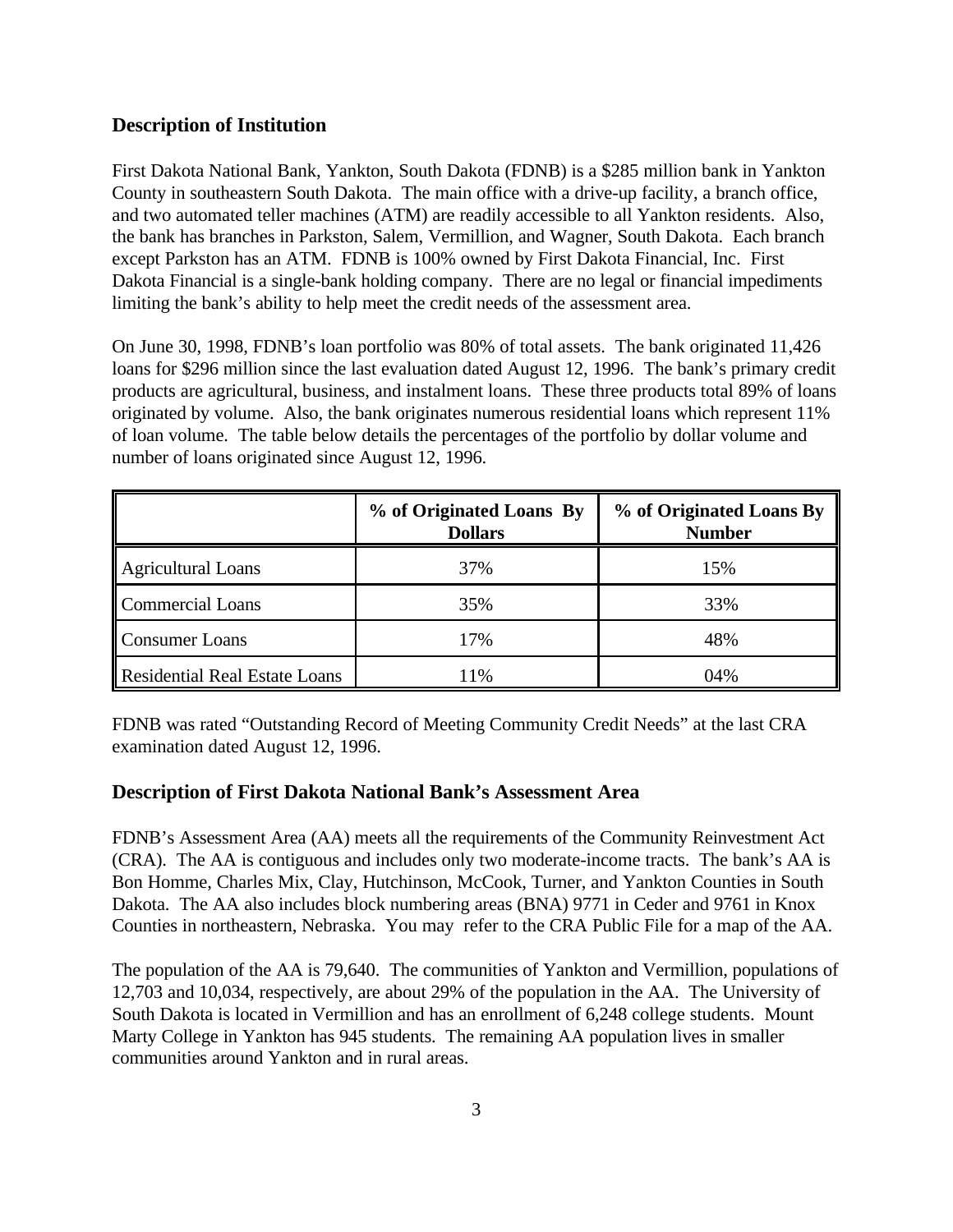## Description of Institution

First Dakota National Bank, Yankton, South Dakota (FDNB) is a $285 million bank in Yankton County in southeastern South Dakota. The main office with a drive-up facility, a branch office, and two automated teller machines (ATM) are readily accessible to all Yankton residents. Also, the bank has branches in Parkston, Salem, Vermillion, and Wagner, South Dakota. Each branch except Parkston has an ATM. FDNB is 100% owned by First Dakota Financial, Inc. First Dakota Financial is a single-bank holding company. There are no legal or financial impediments limiting the bank's ability to help meet the credit needs of the assessment area.

On June 30, 1998, FDNB's loan portfolio was 80% of total assets. The bank originated 11,426 loans for $296 million since the last evaluation dated August 12, 1996. The bank's primary credit products are agricultural, business, and instalment loans. These three products total 89% of loans originated by volume. Also, the bank originates numerous residential loans which represent 11% of loan volume. The table below details the percentages of the portfolio by dollar volume and number of loans originated since August 12, 1996.

| | **% of Originated Loans By Dollars** | **% of Originated Loans By Number** |
|---|---|---|
| Agricultural Loans | 37% | 15% |
| Commercial Loans | 35% | 33% |
| Consumer Loans | 17% | 48% |
| Residential Real Estate Loans | 11% | 04% |

FDNB was rated "Outstanding Record of Meeting Community Credit Needs" at the last CRA examination dated August 12, 1996.

## Description of First Dakota National Bank's Assessment Area

FDNB's Assessment Area (AA) meets all the requirements of the Community Reinvestment Act (CRA). The AA is contiguous and includes only two moderate-income tracts. The bank's AA is Bon Homme, Charles Mix, Clay, Hutchinson, McCook, Turner, and Yankton Counties in South Dakota. The AA also includes block numbering areas (BNA) 9771 in Ceder and 9761 in Knox Counties in northeastern, Nebraska. You may refer to the CRA Public File for a map of the AA.

The population of the AA is 79,640. The communities of Yankton and Vermillion, populations of 12,703 and 10,034, respectively, are about 29% of the population in the AA. The University of South Dakota is located in Vermillion and has an enrollment of 6,248 college students. Mount Marty College in Yankton has 945 students. The remaining AA population lives in smaller communities around Yankton and in rural areas.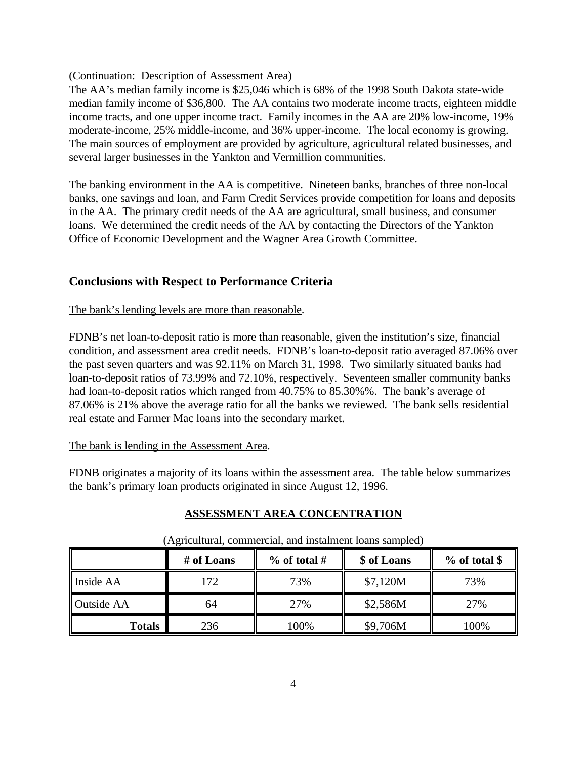(Continuation: Description of Assessment Area)

The AA's median family income is $25,046 which is 68% of the 1998 South Dakota state-wide median family income of $36,800. The AA contains two moderate income tracts, eighteen middle income tracts, and one upper income tract. Family incomes in the AA are 20% low-income, 19% moderate-income, 25% middle-income, and 36% upper-income. The local economy is growing. The main sources of employment are provided by agriculture, agricultural related businesses, and several larger businesses in the Yankton and Vermillion communities.

The banking environment in the AA is competitive. Nineteen banks, branches of three non-local banks, one savings and loan, and Farm Credit Services provide competition for loans and deposits in the AA. The primary credit needs of the AA are agricultural, small business, and consumer loans. We determined the credit needs of the AA by contacting the Directors of the Yankton Office of Economic Development and the Wagner Area Growth Committee.

## Conclusions with Respect to Performance Criteria

<u>The bank's lending levels are more than reasonable</u>.

FDNB's net loan-to-deposit ratio is more than reasonable, given the institution's size, financial condition, and assessment area credit needs. FDNB's loan-to-deposit ratio averaged 87.06% over the past seven quarters and was 92.11% on March 31, 1998. Two similarly situated banks had loan-to-deposit ratios of 73.99% and 72.10%, respectively. Seventeen smaller community banks had loan-to-deposit ratios which ranged from 40.75% to 85.30%%. The bank's average of 87.06% is 21% above the average ratio for all the banks we reviewed. The bank sells residential real estate and Farmer Mac loans into the secondary market.

<u>The bank is lending in the Assessment Area</u>.

FDNB originates a majority of its loans within the assessment area. The table below summarizes the bank's primary loan products originated in since August 12, 1996.

**<u>ASSESSMENT AREA CONCENTRATION</u>**

(Agricultural, commercial, and instalment loans sampled)

| | # of Loans | % of total # | $ of Loans | % of total $ |
|---|---|---|---|---|
| Inside AA | 172 | 73% | $7,120M | 73% |
| Outside AA | 64 | 27% | $2,586M | 27% |
| **Totals** | 236 | 100% | $9,706M | 100% |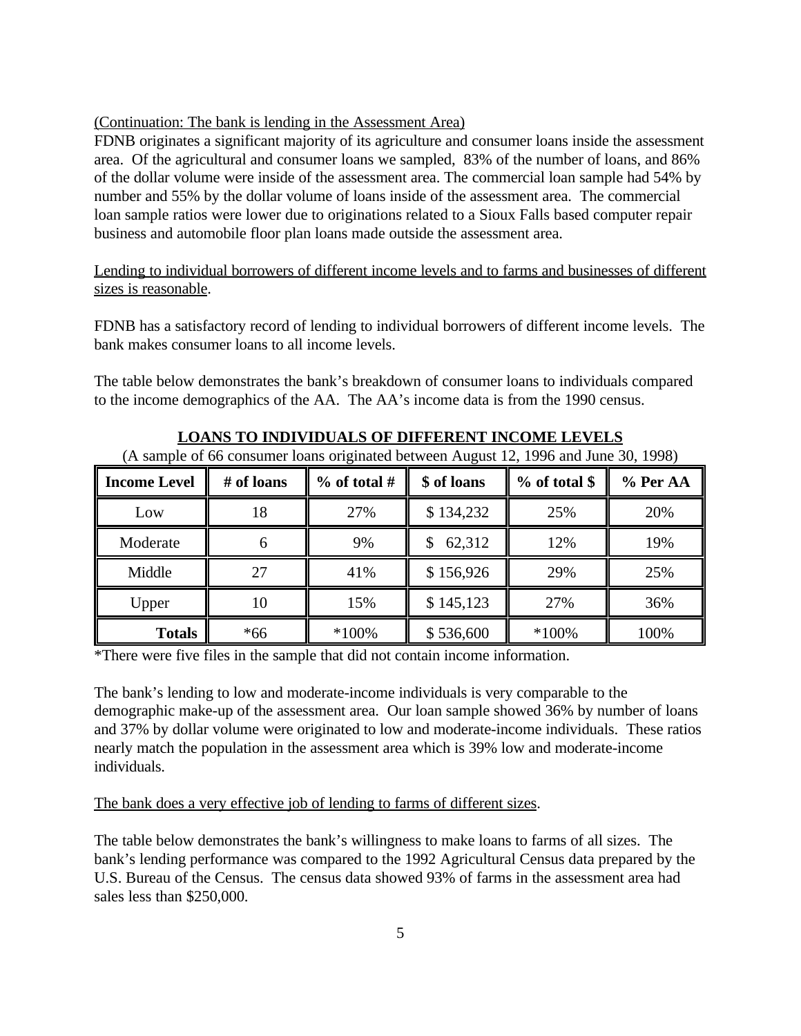(Continuation: The bank is lending in the Assessment Area)

FDNB originates a significant majority of its agriculture and consumer loans inside the assessment area. Of the agricultural and consumer loans we sampled, 83% of the number of loans, and 86% of the dollar volume were inside of the assessment area. The commercial loan sample had 54% by number and 55% by the dollar volume of loans inside of the assessment area. The commercial loan sample ratios were lower due to originations related to a Sioux Falls based computer repair business and automobile floor plan loans made outside the assessment area.

Lending to individual borrowers of different income levels and to farms and businesses of different sizes is reasonable.

FDNB has a satisfactory record of lending to individual borrowers of different income levels. The bank makes consumer loans to all income levels.

The table below demonstrates the bank's breakdown of consumer loans to individuals compared to the income demographics of the AA. The AA's income data is from the 1990 census.

**LOANS TO INDIVIDUALS OF DIFFERENT INCOME LEVELS**

(A sample of 66 consumer loans originated between August 12, 1996 and June 30, 1998)

| Income Level | # of loans | % of total # | $ of loans | % of total $ | % Per AA |
|---|---|---|---|---|---|
| Low | 18 | 27% | $ 134,232 | 25% | 20% |
| Moderate | 6 | 9% | $ 62,312 | 12% | 19% |
| Middle | 27 | 41% | $ 156,926 | 29% | 25% |
| Upper | 10 | 15% | $ 145,123 | 27% | 36% |
| **Totals** | *66 | *100% | $ 536,600 | *100% | 100% |

*There were five files in the sample that did not contain income information.

The bank's lending to low and moderate-income individuals is very comparable to the demographic make-up of the assessment area. Our loan sample showed 36% by number of loans and 37% by dollar volume were originated to low and moderate-income individuals. These ratios nearly match the population in the assessment area which is 39% low and moderate-income individuals.

The bank does a very effective job of lending to farms of different sizes.

The table below demonstrates the bank's willingness to make loans to farms of all sizes. The bank's lending performance was compared to the 1992 Agricultural Census data prepared by the U.S. Bureau of the Census. The census data showed 93% of farms in the assessment area had sales less than $250,000.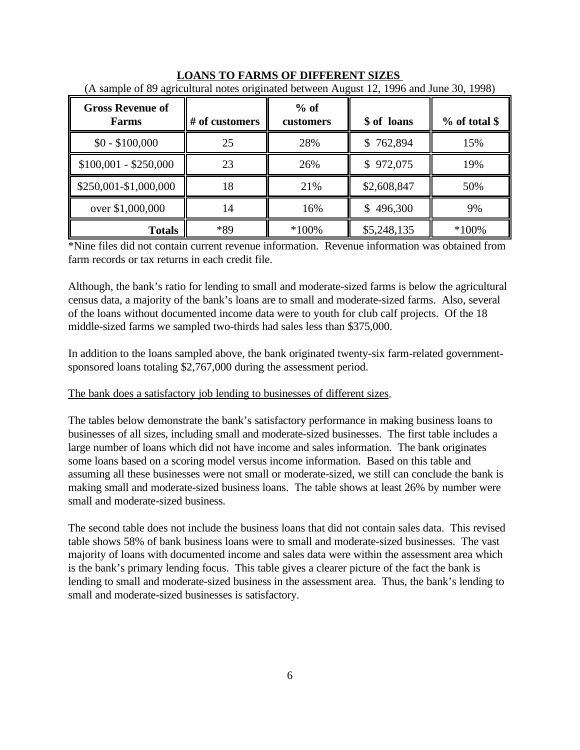**LOANS TO FARMS OF DIFFERENT SIZES**

(A sample of 89 agricultural notes originated between August 12, 1996 and June 30, 1998)

| Gross Revenue of Farms | # of customers | % of customers | $ of loans | % of total $ |
|---|---|---|---|---|
| $0 - $100,000 | 25 | 28% | $ 762,894 | 15% |
| $100,001 - $250,000 | 23 | 26% | $ 972,075 | 19% |
| $250,001-$1,000,000 | 18 | 21% | $2,608,847 | 50% |
| over $1,000,000 | 14 | 16% | $ 496,300 | 9% |
| **Totals** | *89 | *100% | $5,248,135 | *100% |

*Nine files did not contain current revenue information. Revenue information was obtained from farm records or tax returns in each credit file.

Although, the bank's ratio for lending to small and moderate-sized farms is below the agricultural census data, a majority of the bank's loans are to small and moderate-sized farms. Also, several of the loans without documented income data were to youth for club calf projects. Of the 18 middle-sized farms we sampled two-thirds had sales less than $375,000.

In addition to the loans sampled above, the bank originated twenty-six farm-related government-sponsored loans totaling $2,767,000 during the assessment period.

<u>The bank does a satisfactory job lending to businesses of different sizes</u>.

The tables below demonstrate the bank's satisfactory performance in making business loans to businesses of all sizes, including small and moderate-sized businesses. The first table includes a large number of loans which did not have income and sales information. The bank originates some loans based on a scoring model versus income information. Based on this table and assuming all these businesses were not small or moderate-sized, we still can conclude the bank is making small and moderate-sized business loans. The table shows at least 26% by number were small and moderate-sized business.

The second table does not include the business loans that did not contain sales data. This revised table shows 58% of bank business loans were to small and moderate-sized businesses. The vast majority of loans with documented income and sales data were within the assessment area which is the bank's primary lending focus. This table gives a clearer picture of the fact the bank is lending to small and moderate-sized business in the assessment area. Thus, the bank's lending to small and moderate-sized businesses is satisfactory.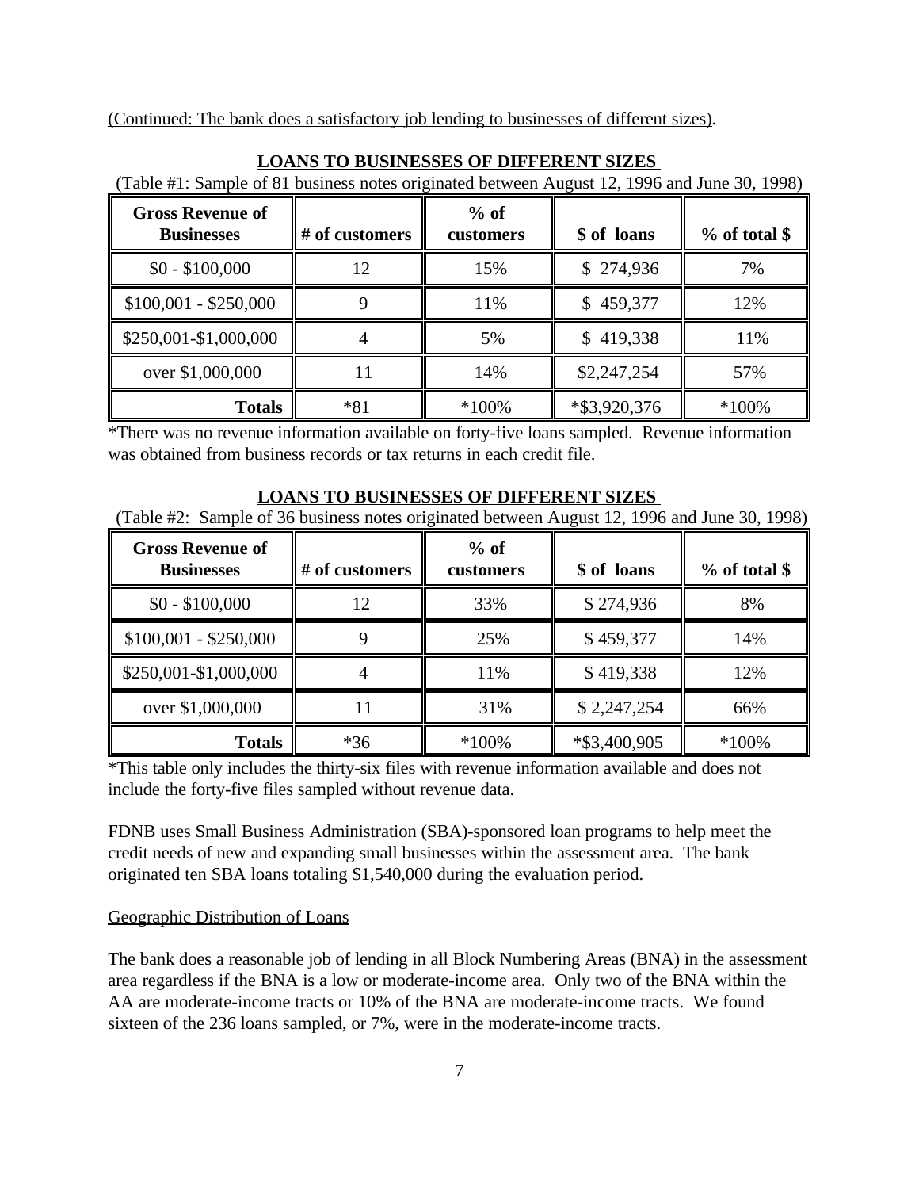(Continued: The bank does a satisfactory job lending to businesses of different sizes).

**LOANS TO BUSINESSES OF DIFFERENT SIZES**

(Table #1: Sample of 81 business notes originated between August 12, 1996 and June 30, 1998)

| Gross Revenue of Businesses | # of customers | % of customers | $ of loans | % of total $ |
|---|---|---|---|---|
| $0 - $100,000 | 12 | 15% | $ 274,936 | 7% |
| $100,001 - $250,000 | 9 | 11% | $ 459,377 | 12% |
| $250,001-$1,000,000 | 4 | 5% | $ 419,338 | 11% |
| over $1,000,000 | 11 | 14% | $2,247,254 | 57% |
| **Totals** | *81 | *100% | *$3,920,376 | *100% |

*There was no revenue information available on forty-five loans sampled. Revenue information was obtained from business records or tax returns in each credit file.

**LOANS TO BUSINESSES OF DIFFERENT SIZES**

(Table #2: Sample of 36 business notes originated between August 12, 1996 and June 30, 1998)

| Gross Revenue of Businesses | # of customers | % of customers | $ of loans | % of total $ |
|---|---|---|---|---|
| $0 - $100,000 | 12 | 33% | $ 274,936 | 8% |
| $100,001 - $250,000 | 9 | 25% | $ 459,377 | 14% |
| $250,001-$1,000,000 | 4 | 11% | $ 419,338 | 12% |
| over $1,000,000 | 11 | 31% | $ 2,247,254 | 66% |
| **Totals** | *36 | *100% | *$3,400,905 | *100% |

*This table only includes the thirty-six files with revenue information available and does not include the forty-five files sampled without revenue data.

FDNB uses Small Business Administration (SBA)-sponsored loan programs to help meet the credit needs of new and expanding small businesses within the assessment area. The bank originated ten SBA loans totaling $1,540,000 during the evaluation period.

Geographic Distribution of Loans

The bank does a reasonable job of lending in all Block Numbering Areas (BNA) in the assessment area regardless if the BNA is a low or moderate-income area. Only two of the BNA within the AA are moderate-income tracts or 10% of the BNA are moderate-income tracts. We found sixteen of the 236 loans sampled, or 7%, were in the moderate-income tracts.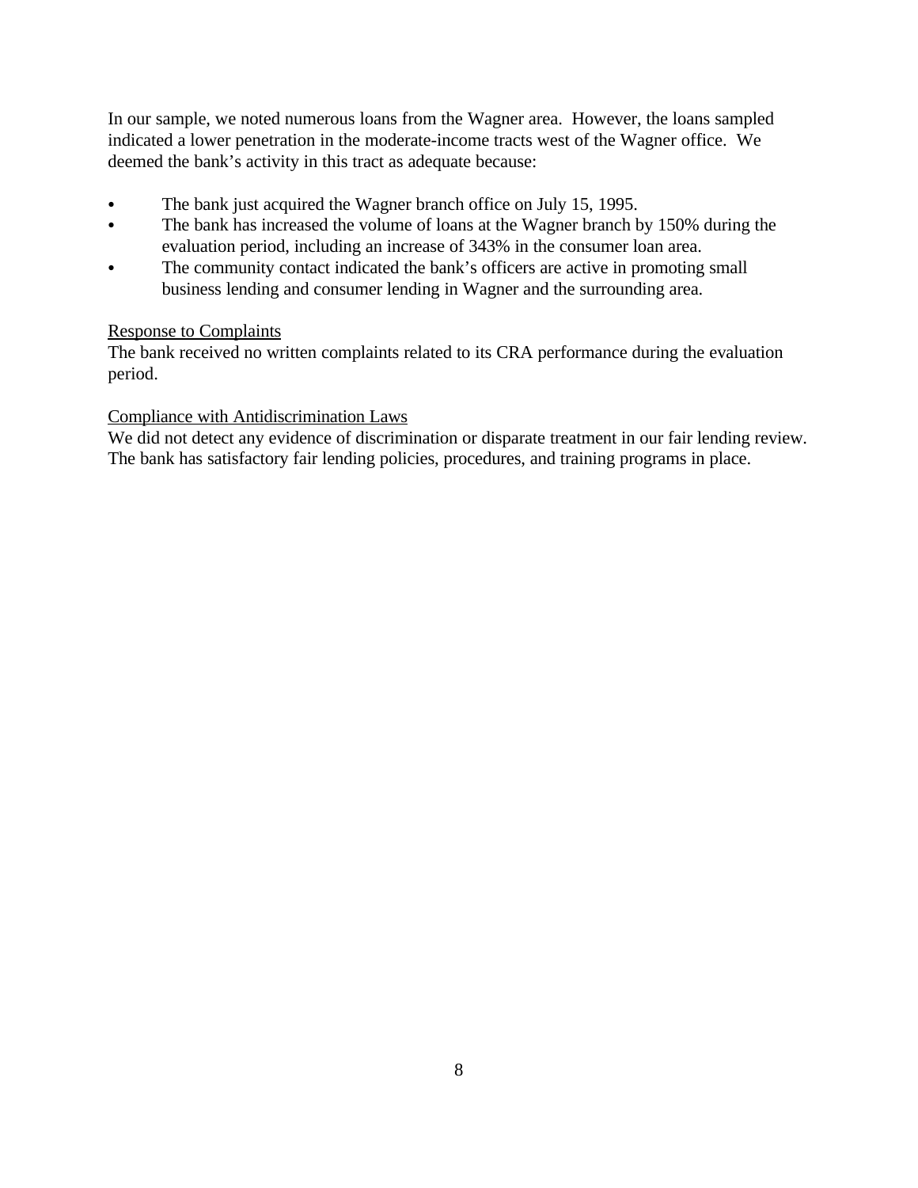In our sample, we noted numerous loans from the Wagner area. However, the loans sampled indicated a lower penetration in the moderate-income tracts west of the Wagner office. We deemed the bank's activity in this tract as adequate because:

- The bank just acquired the Wagner branch office on July 15, 1995.
- The bank has increased the volume of loans at the Wagner branch by 150% during the evaluation period, including an increase of 343% in the consumer loan area.
- The community contact indicated the bank's officers are active in promoting small business lending and consumer lending in Wagner and the surrounding area.

Response to Complaints

The bank received no written complaints related to its CRA performance during the evaluation period.

Compliance with Antidiscrimination Laws

We did not detect any evidence of discrimination or disparate treatment in our fair lending review. The bank has satisfactory fair lending policies, procedures, and training programs in place.